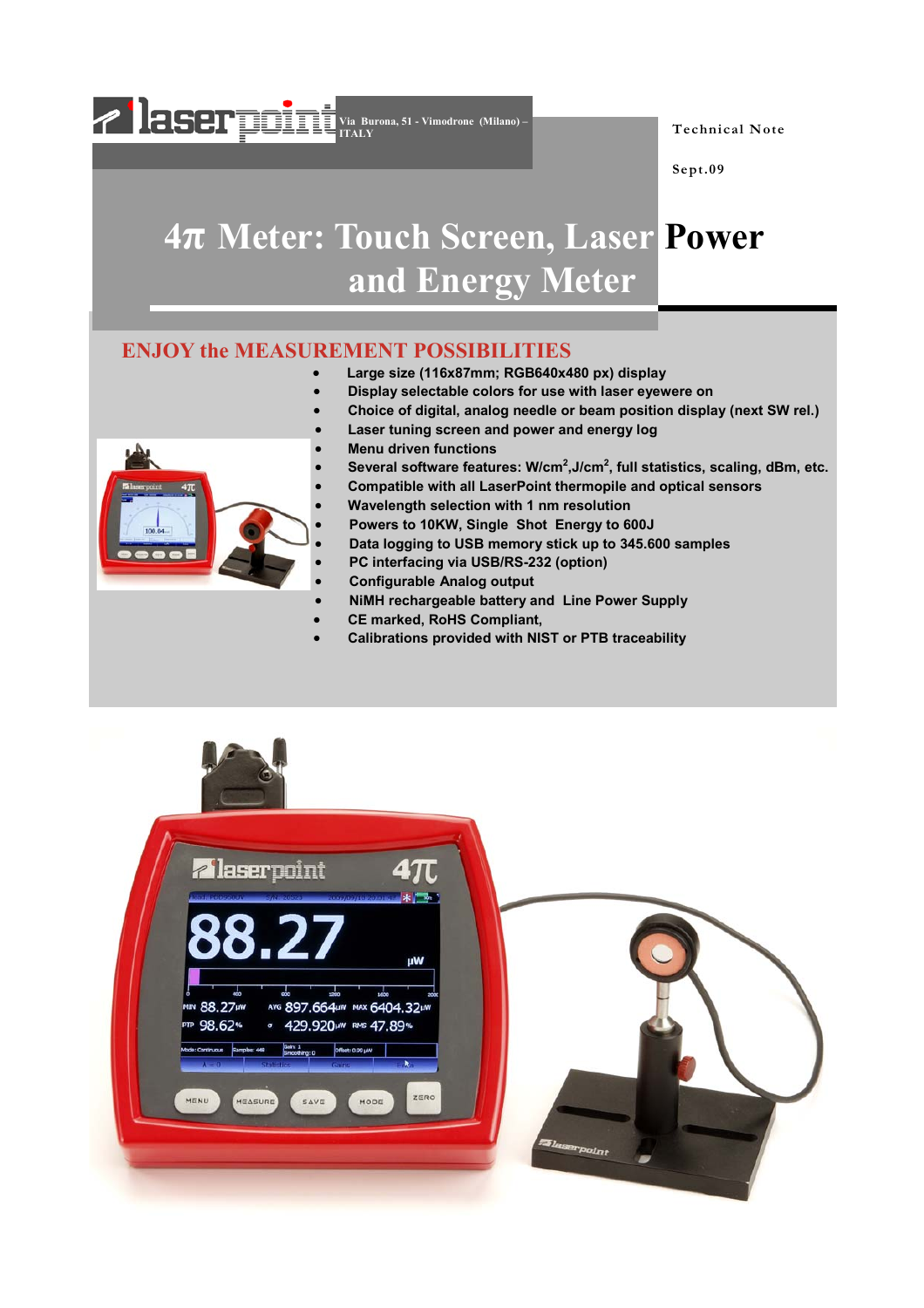laserpoint Via Burona, 51 - Vimodrone (Milano) – ITALY

Technical Note

Sept.09

# 4π Meter: Touch Screen, Laser Power and Energy Meter

## ENJOY the MEASUREMENT POSSIBILITIES

- **Large size (116x87mm; RGB640x480 px) display**
- **Display selectable colors for use with laser eyewere on**
- **Choice of digital, analog needle or beam position display (next SW rel.)**
- **Laser tuning screen and power and energy log**
- **Menu driven functions**
- **Several software features: W/cm$^2$,J/cm$^2$, full statistics, scaling, dBm, etc.**
- **Compatible with all LaserPoint thermopile and optical sensors**
- **Wavelength selection with 1 nm resolution**
- **Powers to 10KW, Single Shot Energy to 600J**
- **Data logging to USB memory stick up to 345.600 samples**
- **PC interfacing via USB/RS-232 (option)**
- **Configurable Analog output**
- **NiMH rechargeable battery and Line Power Supply**
- **CE marked, RoHS Compliant,**
- **Calibrations provided with NIST or PTB traceability**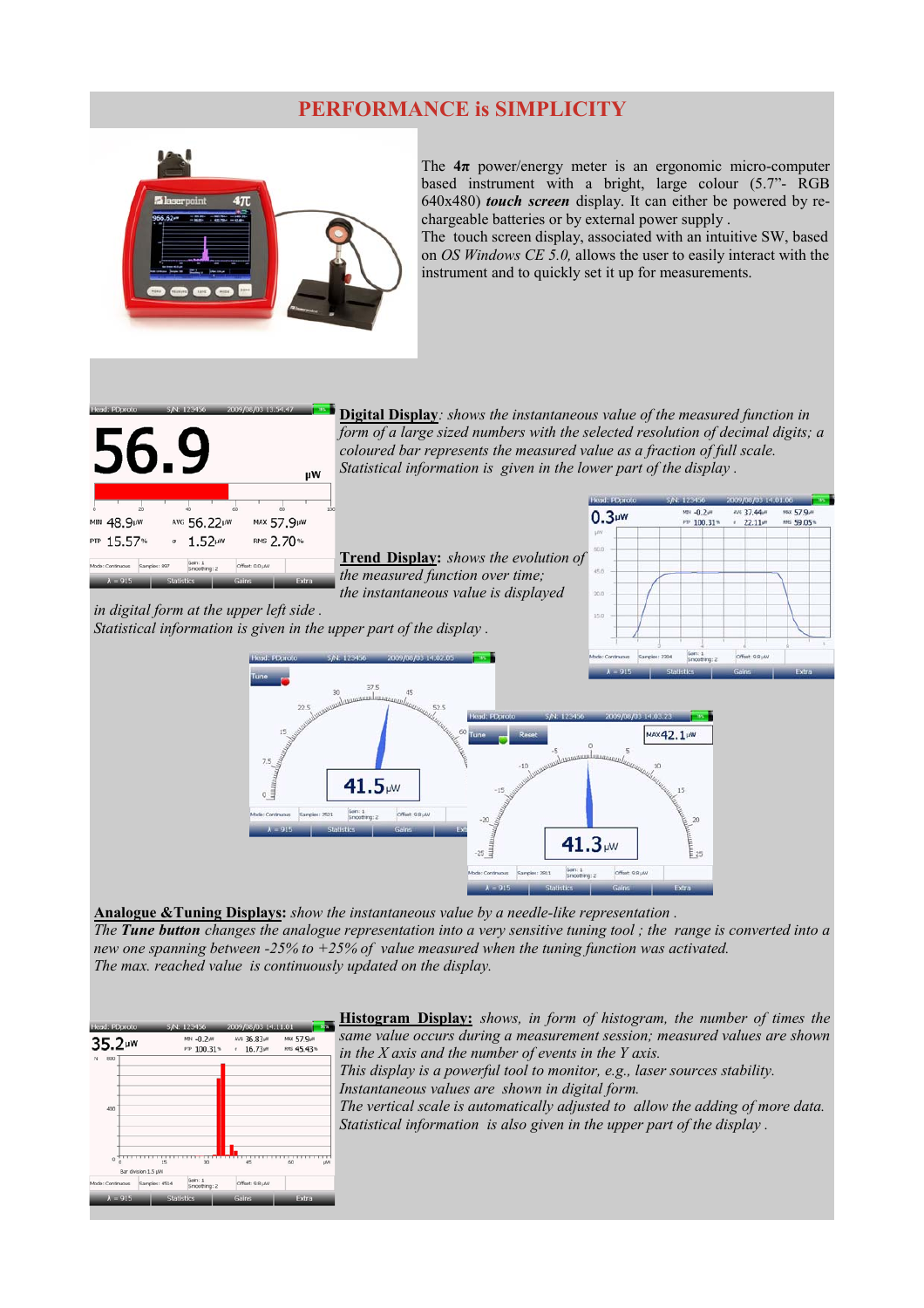# PERFORMANCE is SIMPLICITY

The **4π** power/energy meter is an ergonomic micro-computer based instrument with a bright, large colour (5.7"- RGB 640x480) ***touch screen*** display. It can either be powered by re-chargeable batteries or by external power supply .
The touch screen display, associated with an intuitive SW, based on *OS Windows CE 5.0,* allows the user to easily interact with the instrument and to quickly set it up for measurements.

**Digital Display**: *shows the instantaneous value of the measured function in form of a large sized numbers with the selected resolution of decimal digits; a coloured bar represents the measured value as a fraction of full scale. Statistical information is given in the lower part of the display .*

**Trend Display:** *shows the evolution of the measured function over time; the instantaneous value is displayed in digital form at the upper left side . Statistical information is given in the upper part of the display .*

**Analogue &Tuning Displays:** *show the instantaneous value by a needle-like representation . The* ***Tune button*** *changes the analogue representation into a very sensitive tuning tool ; the range is converted into a new one spanning between -25% to +25% of value measured when the tuning function was activated. The max. reached value is continuously updated on the display.*

**Histogram Display:** *shows, in form of histogram, the number of times the same value occurs during a measurement session; measured values are shown in the X axis and the number of events in the Y axis. This display is a powerful tool to monitor, e.g., laser sources stability. Instantaneous values are shown in digital form. The vertical scale is automatically adjusted to allow the adding of more data. Statistical information is also given in the upper part of the display .*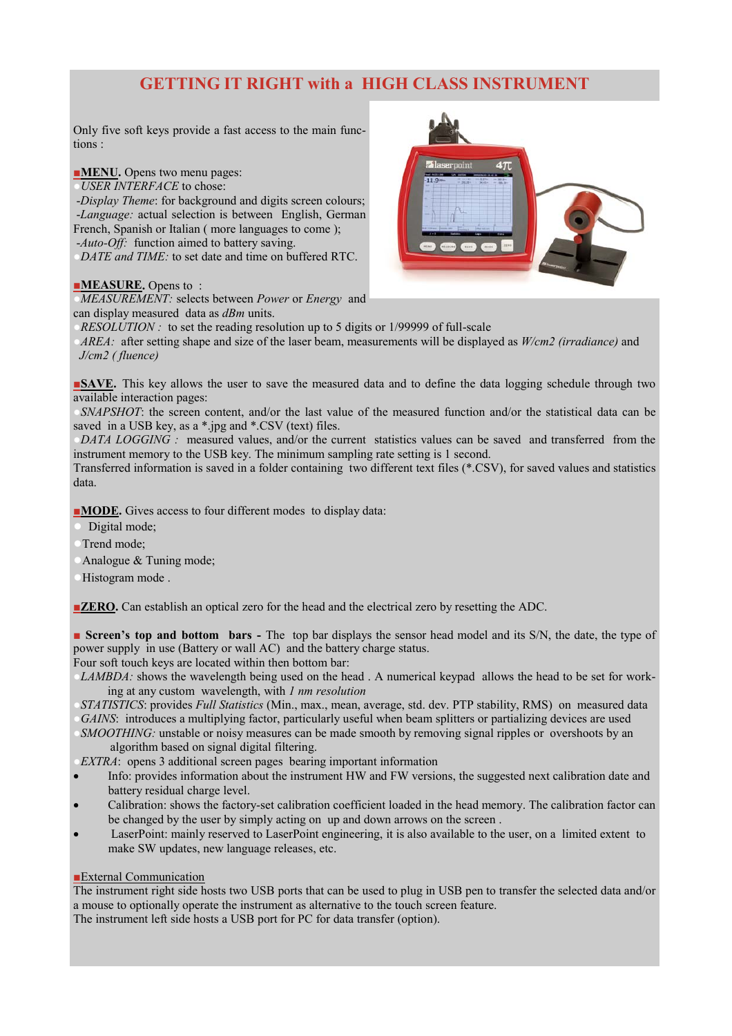# GETTING IT RIGHT with a HIGH CLASS INSTRUMENT

Only five soft keys provide a fast access to the main functions :

■**MENU.** Opens two menu pages:

- *USER INTERFACE* to chose:
  - *-Display Theme*: for background and digits screen colours;
  - *-Language:* actual selection is between English, German French, Spanish or Italian ( more languages to come );
  - *-Auto-Off:* function aimed to battery saving.
- *DATE and TIME:* to set date and time on buffered RTC.

■**MEASURE.** Opens to :

- *MEASUREMENT:* selects between *Power* or *Energy* and can display measured data as *dBm* units.
- *RESOLUTION :* to set the reading resolution up to 5 digits or 1/99999 of full-scale
- *AREA:* after setting shape and size of the laser beam, measurements will be displayed as *W/cm2 (irradiance)* and *J/cm2 ( fluence)*

■**SAVE.** This key allows the user to save the measured data and to define the data logging schedule through two available interaction pages:

- *SNAPSHOT*: the screen content, and/or the last value of the measured function and/or the statistical data can be saved in a USB key, as a *.jpg and *.CSV (text) files.
- *DATA LOGGING :* measured values, and/or the current statistics values can be saved and transferred from the instrument memory to the USB key. The minimum sampling rate setting is 1 second.

Transferred information is saved in a folder containing two different text files (*.CSV), for saved values and statistics data.

■**MODE.** Gives access to four different modes to display data:

- Digital mode;
- Trend mode;
- Analogue & Tuning mode;
- Histogram mode .

■**ZERO.** Can establish an optical zero for the head and the electrical zero by resetting the ADC.

■ **Screen's top and bottom bars -** The top bar displays the sensor head model and its S/N, the date, the type of power supply in use (Battery or wall AC) and the battery charge status.

Four soft touch keys are located within then bottom bar:

- *LAMBDA:* shows the wavelength being used on the head . A numerical keypad allows the head to be set for working at any custom wavelength, with *1 nm resolution*
- *STATISTICS*: provides *Full Statistics* (Min., max., mean, average, std. dev. PTP stability, RMS) on measured data
- *GAINS*: introduces a multiplying factor, particularly useful when beam splitters or partializing devices are used
- *SMOOTHING:* unstable or noisy measures can be made smooth by removing signal ripples or overshoots by an algorithm based on signal digital filtering.
- *EXTRA*: opens 3 additional screen pages bearing important information
  - Info: provides information about the instrument HW and FW versions, the suggested next calibration date and battery residual charge level.
  - Calibration: shows the factory-set calibration coefficient loaded in the head memory. The calibration factor can be changed by the user by simply acting on up and down arrows on the screen .
  - LaserPoint: mainly reserved to LaserPoint engineering, it is also available to the user, on a limited extent to make SW updates, new language releases, etc.

■External Communication

The instrument right side hosts two USB ports that can be used to plug in USB pen to transfer the selected data and/or a mouse to optionally operate the instrument as alternative to the touch screen feature.

The instrument left side hosts a USB port for PC for data transfer (option).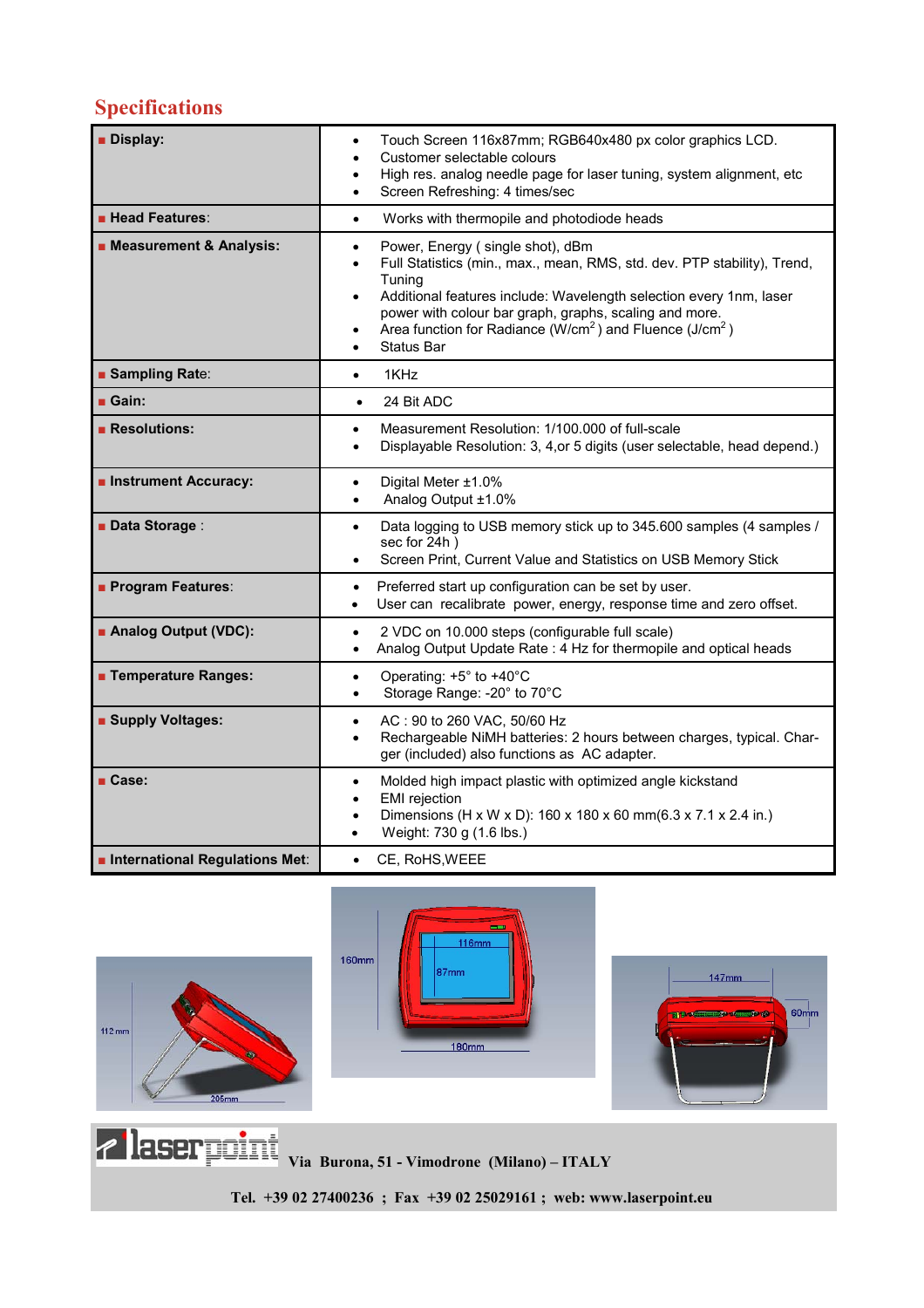## Specifications

| | |
|---|---|
| **Display:** | • Touch Screen 116x87mm; RGB640x480 px color graphics LCD.<br>• Customer selectable colours<br>• High res. analog needle page for laser tuning, system alignment, etc<br>• Screen Refreshing: 4 times/sec |
| **Head Features**: | • Works with thermopile and photodiode heads |
| **Measurement & Analysis:** | • Power, Energy ( single shot), dBm<br>• Full Statistics (min., max., mean, RMS, std. dev. PTP stability), Trend, Tuning<br>• Additional features include: Wavelength selection every 1nm, laser power with colour bar graph, graphs, scaling and more.<br>• Area function for Radiance (W/cm$^2$ ) and Fluence (J/cm$^2$ )<br>• Status Bar |
| **Sampling Rate**: | • 1KHz |
| **Gain:** | • 24 Bit ADC |
| **Resolutions:** | • Measurement Resolution: 1/100.000 of full-scale<br>• Displayable Resolution: 3, 4,or 5 digits (user selectable, head depend.) |
| **Instrument Accuracy:** | • Digital Meter ±1.0%<br>• Analog Output ±1.0% |
| **Data Storage** : | • Data logging to USB memory stick up to 345.600 samples (4 samples / sec for 24h )<br>• Screen Print, Current Value and Statistics on USB Memory Stick |
| **Program Features**: | • Preferred start up configuration can be set by user.<br>• User can recalibrate power, energy, response time and zero offset. |
| **Analog Output (VDC):** | • 2 VDC on 10.000 steps (configurable full scale)<br>• Analog Output Update Rate : 4 Hz for thermopile and optical heads |
| **Temperature Ranges:** | • Operating: +5° to +40°C<br>• Storage Range: -20° to 70°C |
| **Supply Voltages:** | • AC : 90 to 260 VAC, 50/60 Hz<br>• Rechargeable NiMH batteries: 2 hours between charges, typical. Charger (included) also functions as AC adapter. |
| **Case:** | • Molded high impact plastic with optimized angle kickstand<br>• EMI rejection<br>• Dimensions (H x W x D): 160 x 180 x 60 mm(6.3 x 7.1 x 2.4 in.)<br>• Weight: 730 g (1.6 lbs.) |
| **International Regulations Met**: | • CE, RoHS,WEEE |

112 mm
205mm

160mm
116mm
87mm
180mm

147mm
60mm

laserpoint Via Burona, 51 - Vimodrone (Milano) – ITALY

Tel. +39 02 27400236 ; Fax +39 02 25029161 ; web: www.laserpoint.eu